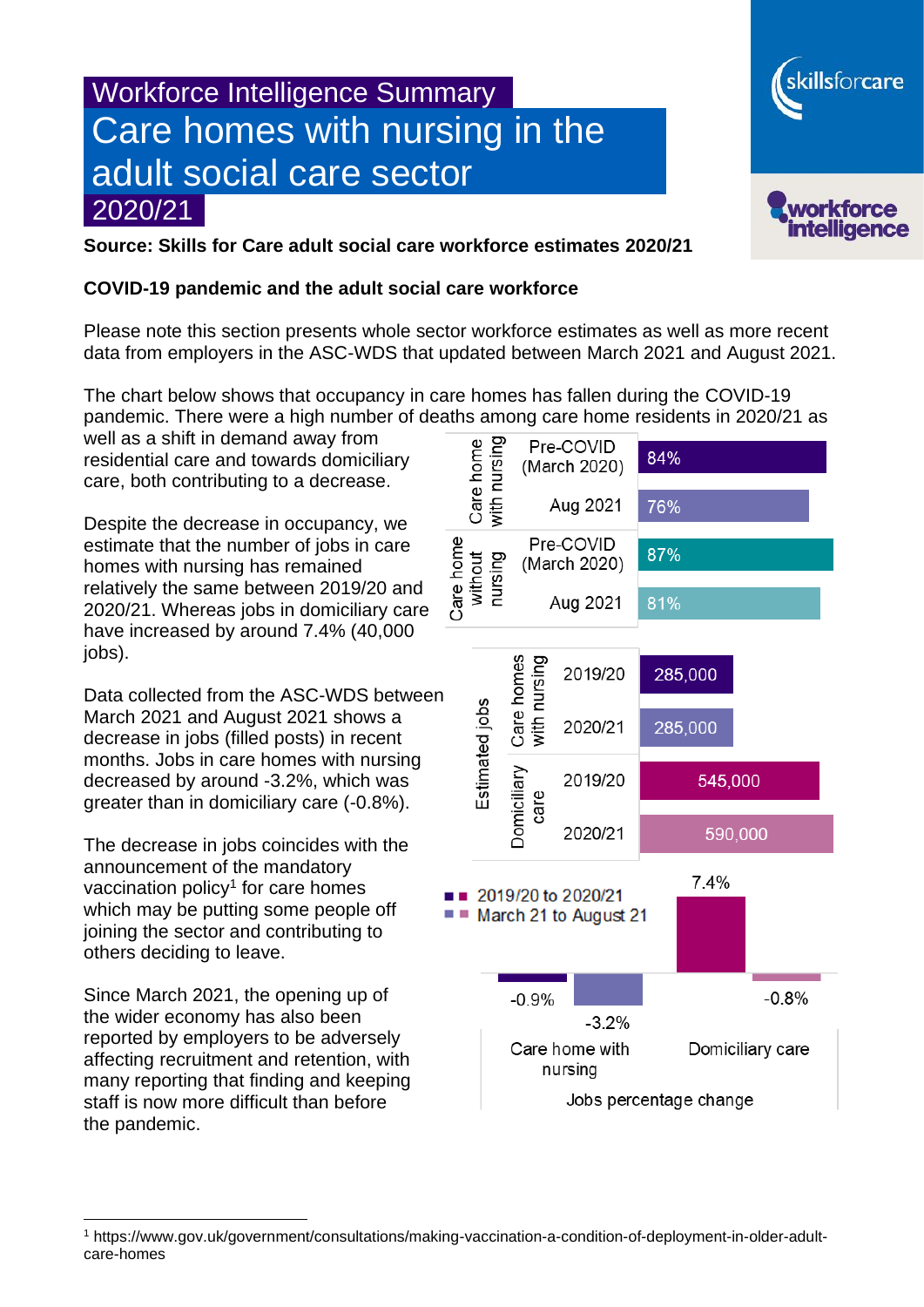# Workforce Intelligence Summary

# Care homes with nursing in the adult social care sector 2020/21

**Source: Skills for Care adult social care workforce estimates 2020/21**

**COVID-19 pandemic and the adult social care workforce**

Please note this section presents whole sector workforce estimates as well as more recent data from employers in the ASC-WDS that updated between March 2021 and August 2021.

The chart below shows that occupancy in care homes has fallen during the COVID-19 pandemic. There were a high number of deaths among care home residents in 2020/21 as well as a shift in demand away from residential care and towards domiciliary care, both contributing to a decrease.

Despite the decrease in occupancy, we estimate that the number of jobs in care homes with nursing has remained relatively the same between 2019/20 and 2020/21. Whereas jobs in domiciliary care have increased by around 7.4% (40,000 jobs).

Data collected from the ASC-WDS between March 2021 and August 2021 shows a decrease in jobs (filled posts) in recent months. Jobs in care homes with nursing decreased by around -3.2%, which was greater than in domiciliary care (-0.8%).

The decrease in jobs coincides with the announcement of the mandatory vaccination policy[1] for care homes which may be putting some people off joining the sector and contributing to others deciding to leave.

Since March 2021, the opening up of the wider economy has also been reported by employers to be adversely affecting recruitment and retention, with many reporting that finding and keeping staff is now more difficult than before the pandemic.

| | | Occupancy |
|---|---|---|
| Care home with nursing | Pre-COVID (March 2020) | 84% |
| | Aug 2021 | 76% |
| Care home without nursing | Pre-COVID (March 2020) | 87% |
| | Aug 2021 | 81% |

| Estimated jobs | | |
|---|---|---|
| Care homes with nursing | 2019/20 | 285,000 |
| | 2020/21 | 285,000 |
| Domiciliary care | 2019/20 | 545,000 |
| | 2020/21 | 590,000 |

| Jobs percentage change | Care home with nursing | Domiciliary care |
|---|---|---|
| 2019/20 to 2020/21 | -0.9% | 7.4% |
| March 21 to August 21 | -3.2% | -0.8% |

[1] https://www.gov.uk/government/consultations/making-vaccination-a-condition-of-deployment-in-older-adult-care-homes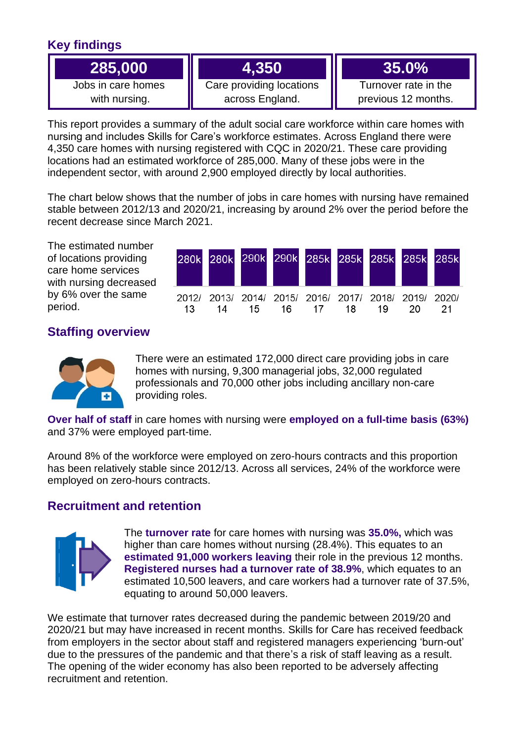## Key findings

| 285,000 | 4,350 | 35.0% |
| --- | --- | --- |
| Jobs in care homes with nursing. | Care providing locations across England. | Turnover rate in the previous 12 months. |

This report provides a summary of the adult social care workforce within care homes with nursing and includes Skills for Care's workforce estimates. Across England there were 4,350 care homes with nursing registered with CQC in 2020/21. These care providing locations had an estimated workforce of 285,000. Many of these jobs were in the independent sector, with around 2,900 employed directly by local authorities.

The chart below shows that the number of jobs in care homes with nursing have remained stable between 2012/13 and 2020/21, increasing by around 2% over the period before the recent decrease since March 2021.

The estimated number of locations providing care home services with nursing decreased by 6% over the same period.

| 2012/13 | 2013/14 | 2014/15 | 2015/16 | 2016/17 | 2017/18 | 2018/19 | 2019/20 | 2020/21 |
| --- | --- | --- | --- | --- | --- | --- | --- | --- |
| 280k | 280k | 290k | 290k | 285k | 285k | 285k | 285k | 285k |

## Staffing overview

There were an estimated 172,000 direct care providing jobs in care homes with nursing, 9,300 managerial jobs, 32,000 regulated professionals and 70,000 other jobs including ancillary non-care providing roles.

**Over half of staff** in care homes with nursing were **employed on a full-time basis (63%)** and 37% were employed part-time.

Around 8% of the workforce were employed on zero-hours contracts and this proportion has been relatively stable since 2012/13. Across all services, 24% of the workforce were employed on zero-hours contracts.

## Recruitment and retention

The **turnover rate** for care homes with nursing was **35.0%,** which was higher than care homes without nursing (28.4%). This equates to an **estimated 91,000 workers leaving** their role in the previous 12 months. **Registered nurses had a turnover rate of 38.9%**, which equates to an estimated 10,500 leavers, and care workers had a turnover rate of 37.5%, equating to around 50,000 leavers.

We estimate that turnover rates decreased during the pandemic between 2019/20 and 2020/21 but may have increased in recent months. Skills for Care has received feedback from employers in the sector about staff and registered managers experiencing 'burn-out' due to the pressures of the pandemic and that there's a risk of staff leaving as a result. The opening of the wider economy has also been reported to be adversely affecting recruitment and retention.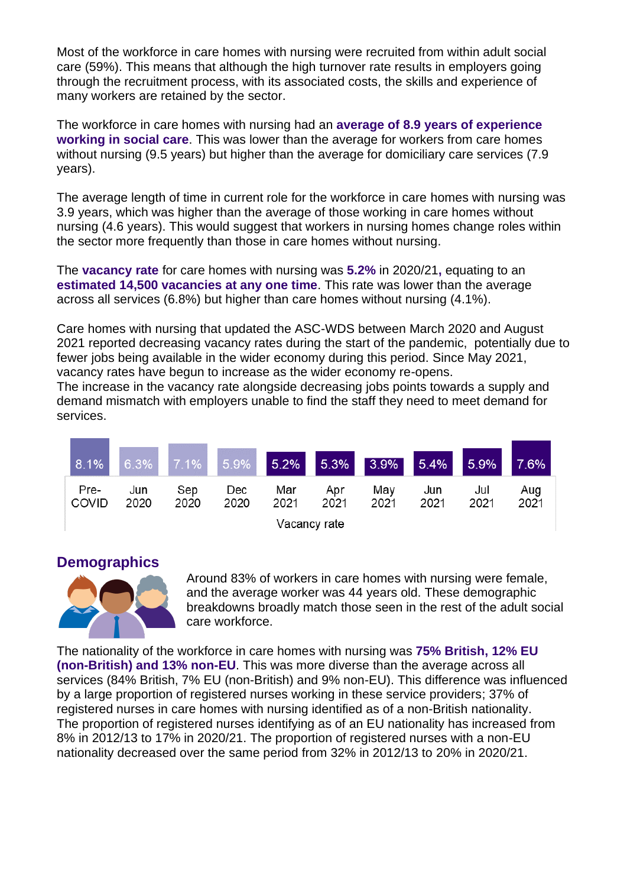Most of the workforce in care homes with nursing were recruited from within adult social care (59%). This means that although the high turnover rate results in employers going through the recruitment process, with its associated costs, the skills and experience of many workers are retained by the sector.

The workforce in care homes with nursing had an **average of 8.9 years of experience working in social care**. This was lower than the average for workers from care homes without nursing (9.5 years) but higher than the average for domiciliary care services (7.9 years).

The average length of time in current role for the workforce in care homes with nursing was 3.9 years, which was higher than the average of those working in care homes without nursing (4.6 years). This would suggest that workers in nursing homes change roles within the sector more frequently than those in care homes without nursing.

The **vacancy rate** for care homes with nursing was **5.2%** in 2020/21**,** equating to an **estimated 14,500 vacancies at any one time**. This rate was lower than the average across all services (6.8%) but higher than care homes without nursing (4.1%).

Care homes with nursing that updated the ASC-WDS between March 2020 and August 2021 reported decreasing vacancy rates during the start of the pandemic, potentially due to fewer jobs being available in the wider economy during this period. Since May 2021, vacancy rates have begun to increase as the wider economy re-opens.
The increase in the vacancy rate alongside decreasing jobs points towards a supply and demand mismatch with employers unable to find the staff they need to meet demand for services.

| Pre-COVID | Jun 2020 | Sep 2020 | Dec 2020 | Mar 2021 | Apr 2021 | May 2021 | Jun 2021 | Jul 2021 | Aug 2021 |
|---|---|---|---|---|---|---|---|---|---|
| 8.1% | 6.3% | 7.1% | 5.9% | 5.2% | 5.3% | 3.9% | 5.4% | 5.9% | 7.6% |

Vacancy rate

## Demographics

Around 83% of workers in care homes with nursing were female, and the average worker was 44 years old. These demographic breakdowns broadly match those seen in the rest of the adult social care workforce.

The nationality of the workforce in care homes with nursing was **75% British, 12% EU (non-British) and 13% non-EU**. This was more diverse than the average across all services (84% British, 7% EU (non-British) and 9% non-EU). This difference was influenced by a large proportion of registered nurses working in these service providers; 37% of registered nurses in care homes with nursing identified as of a non-British nationality.
The proportion of registered nurses identifying as of an EU nationality has increased from 8% in 2012/13 to 17% in 2020/21. The proportion of registered nurses with a non-EU nationality decreased over the same period from 32% in 2012/13 to 20% in 2020/21.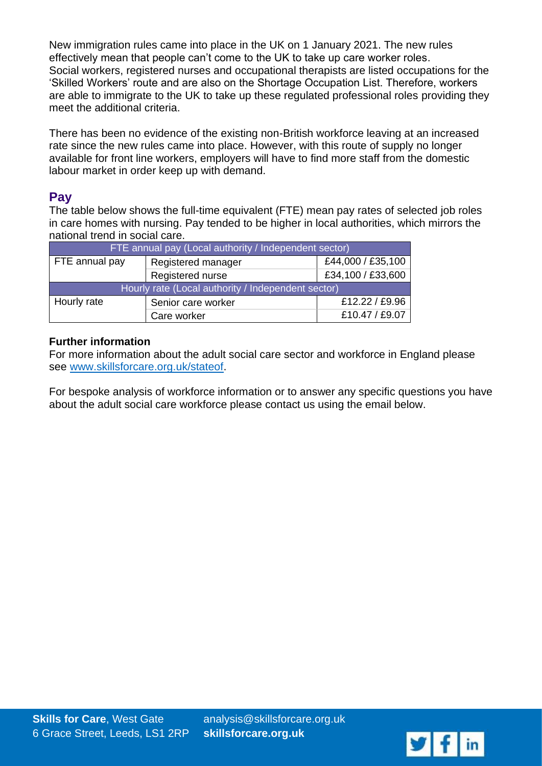New immigration rules came into place in the UK on 1 January 2021. The new rules effectively mean that people can't come to the UK to take up care worker roles. Social workers, registered nurses and occupational therapists are listed occupations for the 'Skilled Workers' route and are also on the Shortage Occupation List. Therefore, workers are able to immigrate to the UK to take up these regulated professional roles providing they meet the additional criteria.

There has been no evidence of the existing non-British workforce leaving at an increased rate since the new rules came into place. However, with this route of supply no longer available for front line workers, employers will have to find more staff from the domestic labour market in order keep up with demand.

## Pay

The table below shows the full-time equivalent (FTE) mean pay rates of selected job roles in care homes with nursing. Pay tended to be higher in local authorities, which mirrors the national trend in social care.

| FTE annual pay (Local authority / Independent sector) | | |
|---|---|---|
| FTE annual pay | Registered manager | £44,000 / £35,100 |
| | Registered nurse | £34,100 / £33,600 |
| **Hourly rate (Local authority / Independent sector)** | | |
| Hourly rate | Senior care worker | £12.22 / £9.96 |
| | Care worker | £10.47 / £9.07 |

### Further information

For more information about the adult social care sector and workforce in England please see [www.skillsforcare.org.uk/stateof](www.skillsforcare.org.uk/stateof).

For bespoke analysis of workforce information or to answer any specific questions you have about the adult social care workforce please contact us using the email below.

**Skills for Care**, West Gate
6 Grace Street, Leeds, LS1 2RP

analysis@skillsforcare.org.uk
**skillsforcare.org.uk**